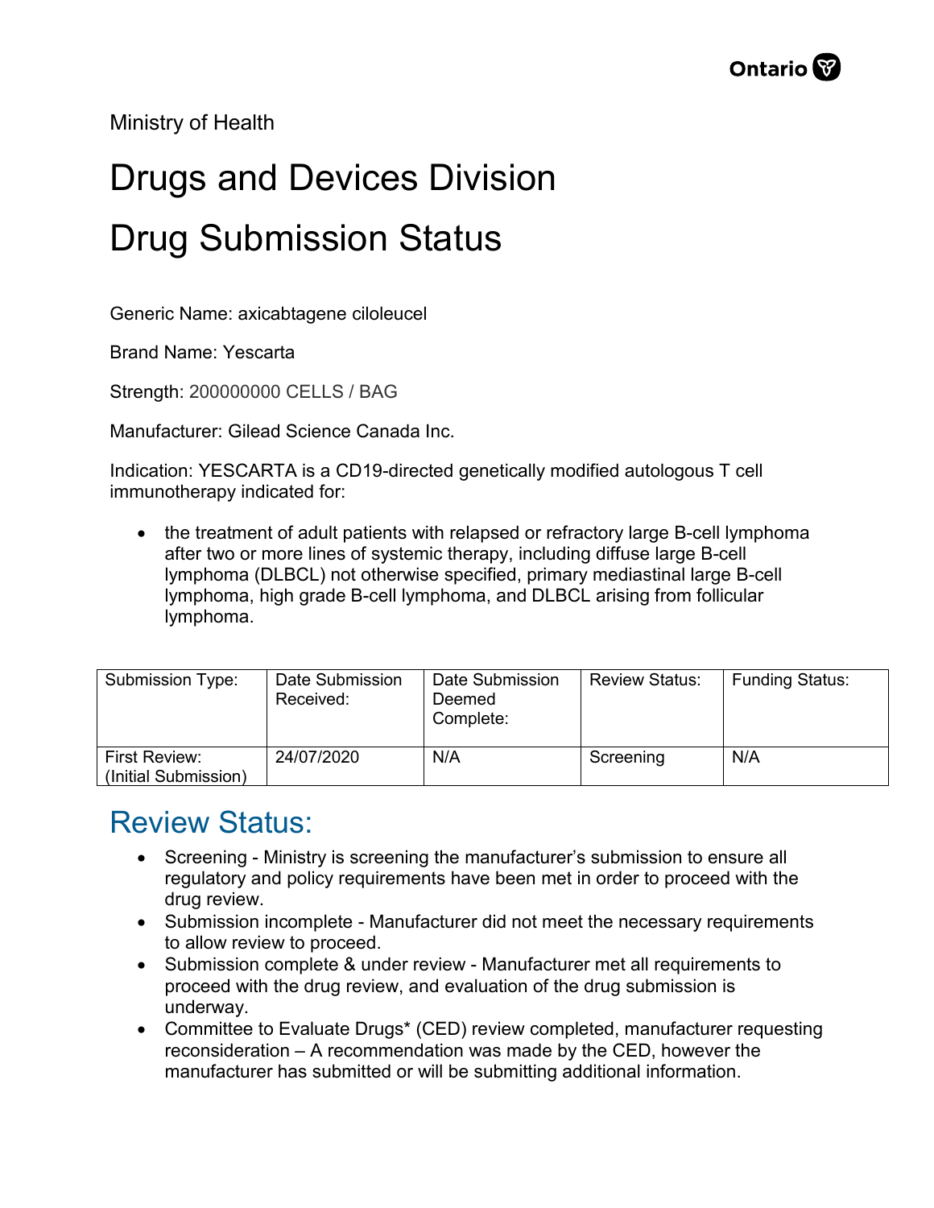Ontario

Ministry of Health

# Drugs and Devices Division

# Drug Submission Status

Generic Name: axicabtagene ciloleucel

Brand Name: Yescarta

Strength: 200000000 CELLS / BAG

Manufacturer: Gilead Science Canada Inc.

Indication: YESCARTA is a CD19-directed genetically modified autologous T cell immunotherapy indicated for:

- the treatment of adult patients with relapsed or refractory large B-cell lymphoma after two or more lines of systemic therapy, including diffuse large B-cell lymphoma (DLBCL) not otherwise specified, primary mediastinal large B-cell lymphoma, high grade B-cell lymphoma, and DLBCL arising from follicular lymphoma.

| Submission Type: | Date Submission Received: | Date Submission Deemed Complete: | Review Status: | Funding Status: |
|---|---|---|---|---|
| First Review: (Initial Submission) | 24/07/2020 | N/A | Screening | N/A |

## Review Status:

- Screening - Ministry is screening the manufacturer's submission to ensure all regulatory and policy requirements have been met in order to proceed with the drug review.
- Submission incomplete - Manufacturer did not meet the necessary requirements to allow review to proceed.
- Submission complete & under review - Manufacturer met all requirements to proceed with the drug review, and evaluation of the drug submission is underway.
- Committee to Evaluate Drugs* (CED) review completed, manufacturer requesting reconsideration – A recommendation was made by the CED, however the manufacturer has submitted or will be submitting additional information.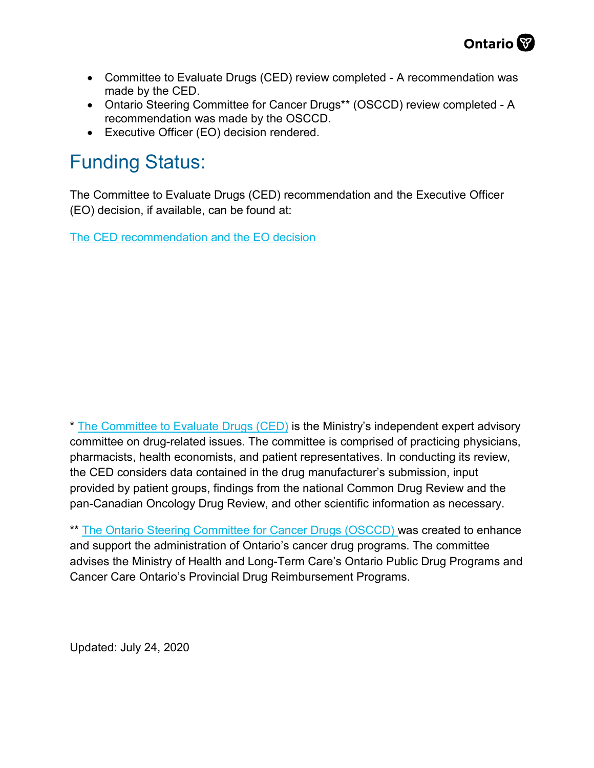- Committee to Evaluate Drugs (CED) review completed - A recommendation was made by the CED.
- Ontario Steering Committee for Cancer Drugs** (OSCCD) review completed - A recommendation was made by the OSCCD.
- Executive Officer (EO) decision rendered.

# Funding Status:

The Committee to Evaluate Drugs (CED) recommendation and the Executive Officer (EO) decision, if available, can be found at:

The CED recommendation and the EO decision

* The Committee to Evaluate Drugs (CED) is the Ministry's independent expert advisory committee on drug-related issues. The committee is comprised of practicing physicians, pharmacists, health economists, and patient representatives. In conducting its review, the CED considers data contained in the drug manufacturer's submission, input provided by patient groups, findings from the national Common Drug Review and the pan-Canadian Oncology Drug Review, and other scientific information as necessary.

** The Ontario Steering Committee for Cancer Drugs (OSCCD) was created to enhance and support the administration of Ontario's cancer drug programs. The committee advises the Ministry of Health and Long-Term Care's Ontario Public Drug Programs and Cancer Care Ontario's Provincial Drug Reimbursement Programs.

Updated: July 24, 2020